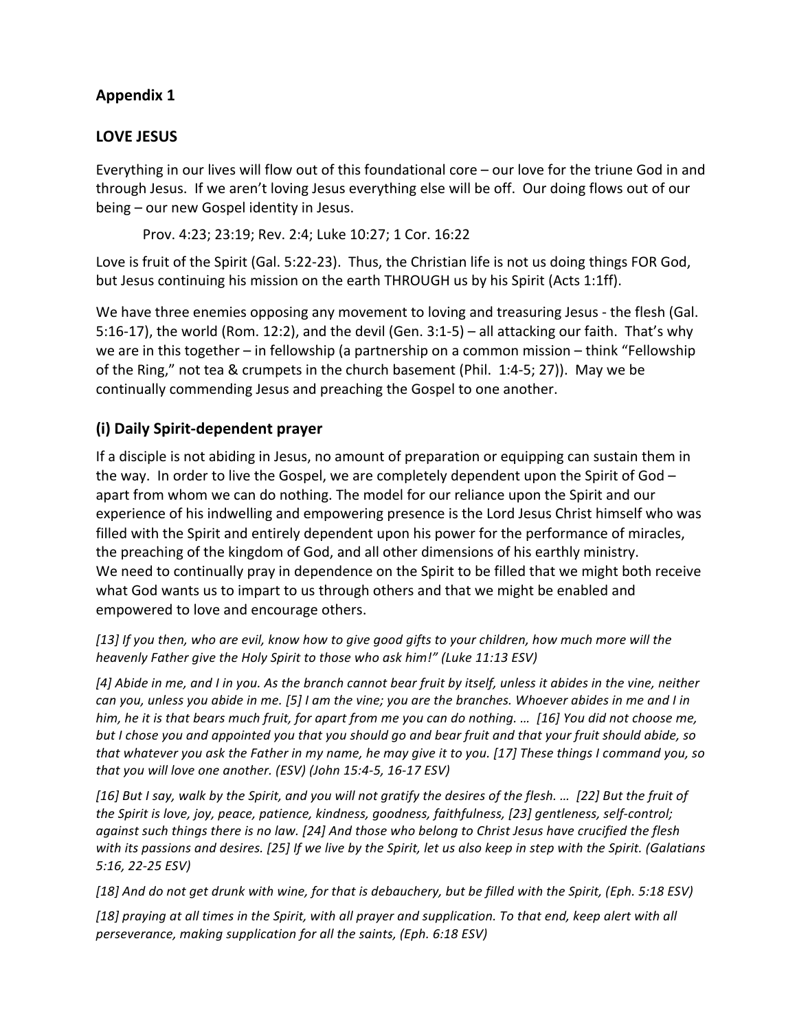## Appendix 1

## LOVE JESUS

Everything in our lives will flow out of this foundational core – our love for the triune God in and through Jesus. If we aren't loving Jesus everything else will be off. Our doing flows out of our being – our new Gospel identity in Jesus.

> Prov. 4:23; 23:19; Rev. 2:4; Luke 10:27; 1 Cor. 16:22

Love is fruit of the Spirit (Gal. 5:22-23). Thus, the Christian life is not us doing things FOR God, but Jesus continuing his mission on the earth THROUGH us by his Spirit (Acts 1:1ff).

We have three enemies opposing any movement to loving and treasuring Jesus - the flesh (Gal. 5:16-17), the world (Rom. 12:2), and the devil (Gen. 3:1-5) – all attacking our faith. That's why we are in this together – in fellowship (a partnership on a common mission – think "Fellowship of the Ring," not tea & crumpets in the church basement (Phil. 1:4-5; 27)). May we be continually commending Jesus and preaching the Gospel to one another.

### (i) Daily Spirit-dependent prayer

If a disciple is not abiding in Jesus, no amount of preparation or equipping can sustain them in the way. In order to live the Gospel, we are completely dependent upon the Spirit of God – apart from whom we can do nothing. The model for our reliance upon the Spirit and our experience of his indwelling and empowering presence is the Lord Jesus Christ himself who was filled with the Spirit and entirely dependent upon his power for the performance of miracles, the preaching of the kingdom of God, and all other dimensions of his earthly ministry.
We need to continually pray in dependence on the Spirit to be filled that we might both receive what God wants us to impart to us through others and that we might be enabled and empowered to love and encourage others.

*[13] If you then, who are evil, know how to give good gifts to your children, how much more will the heavenly Father give the Holy Spirit to those who ask him!" (Luke 11:13 ESV)*

*[4] Abide in me, and I in you. As the branch cannot bear fruit by itself, unless it abides in the vine, neither can you, unless you abide in me. [5] I am the vine; you are the branches. Whoever abides in me and I in him, he it is that bears much fruit, for apart from me you can do nothing. … [16] You did not choose me, but I chose you and appointed you that you should go and bear fruit and that your fruit should abide, so that whatever you ask the Father in my name, he may give it to you. [17] These things I command you, so that you will love one another. (ESV) (John 15:4-5, 16-17 ESV)*

*[16] But I say, walk by the Spirit, and you will not gratify the desires of the flesh. … [22] But the fruit of the Spirit is love, joy, peace, patience, kindness, goodness, faithfulness, [23] gentleness, self-control; against such things there is no law. [24] And those who belong to Christ Jesus have crucified the flesh with its passions and desires. [25] If we live by the Spirit, let us also keep in step with the Spirit. (Galatians 5:16, 22-25 ESV)*

*[18] And do not get drunk with wine, for that is debauchery, but be filled with the Spirit, (Eph. 5:18 ESV)*

*[18] praying at all times in the Spirit, with all prayer and supplication. To that end, keep alert with all perseverance, making supplication for all the saints, (Eph. 6:18 ESV)*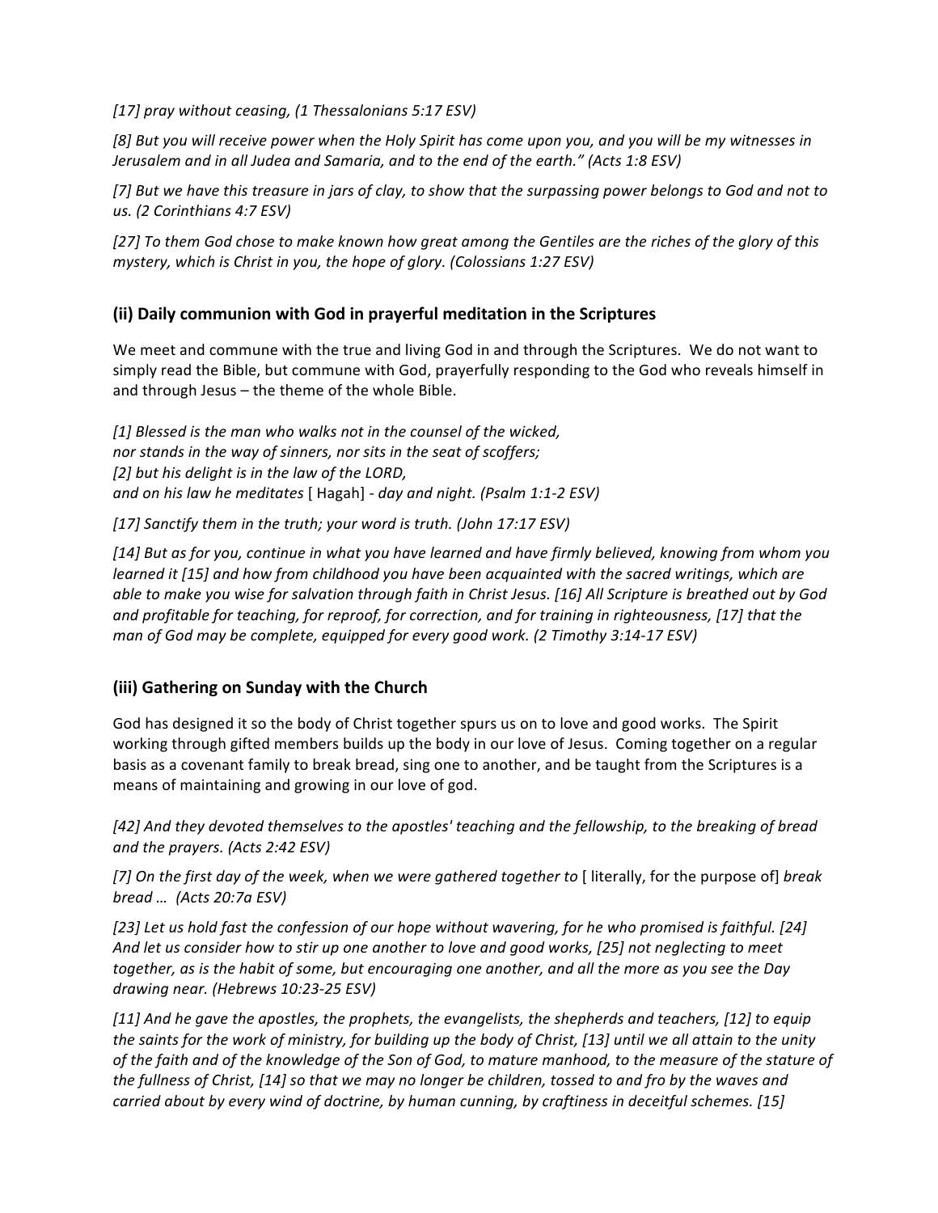*[17] pray without ceasing, (1 Thessalonians 5:17 ESV)*

*[8] But you will receive power when the Holy Spirit has come upon you, and you will be my witnesses in Jerusalem and in all Judea and Samaria, and to the end of the earth." (Acts 1:8 ESV)*

*[7] But we have this treasure in jars of clay, to show that the surpassing power belongs to God and not to us. (2 Corinthians 4:7 ESV)*

*[27] To them God chose to make known how great among the Gentiles are the riches of the glory of this mystery, which is Christ in you, the hope of glory. (Colossians 1:27 ESV)*

### (ii) Daily communion with God in prayerful meditation in the Scriptures

We meet and commune with the true and living God in and through the Scriptures. We do not want to simply read the Bible, but commune with God, prayerfully responding to the God who reveals himself in and through Jesus – the theme of the whole Bible.

*[1] Blessed is the man who walks not in the counsel of the wicked,*
*nor stands in the way of sinners, nor sits in the seat of scoffers;*
*[2] but his delight is in the law of the LORD,*
*and on his law he meditates* [ Hagah] - *day and night. (Psalm 1:1-2 ESV)*

*[17] Sanctify them in the truth; your word is truth. (John 17:17 ESV)*

*[14] But as for you, continue in what you have learned and have firmly believed, knowing from whom you learned it [15] and how from childhood you have been acquainted with the sacred writings, which are able to make you wise for salvation through faith in Christ Jesus. [16] All Scripture is breathed out by God and profitable for teaching, for reproof, for correction, and for training in righteousness, [17] that the man of God may be complete, equipped for every good work. (2 Timothy 3:14-17 ESV)*

### (iii) Gathering on Sunday with the Church

God has designed it so the body of Christ together spurs us on to love and good works. The Spirit working through gifted members builds up the body in our love of Jesus. Coming together on a regular basis as a covenant family to break bread, sing one to another, and be taught from the Scriptures is a means of maintaining and growing in our love of god.

*[42] And they devoted themselves to the apostles' teaching and the fellowship, to the breaking of bread and the prayers. (Acts 2:42 ESV)*

*[7] On the first day of the week, when we were gathered together to* [ literally, for the purpose of] *break bread … (Acts 20:7a ESV)*

*[23] Let us hold fast the confession of our hope without wavering, for he who promised is faithful. [24] And let us consider how to stir up one another to love and good works, [25] not neglecting to meet together, as is the habit of some, but encouraging one another, and all the more as you see the Day drawing near. (Hebrews 10:23-25 ESV)*

*[11] And he gave the apostles, the prophets, the evangelists, the shepherds and teachers, [12] to equip the saints for the work of ministry, for building up the body of Christ, [13] until we all attain to the unity of the faith and of the knowledge of the Son of God, to mature manhood, to the measure of the stature of the fullness of Christ, [14] so that we may no longer be children, tossed to and fro by the waves and carried about by every wind of doctrine, by human cunning, by craftiness in deceitful schemes. [15]*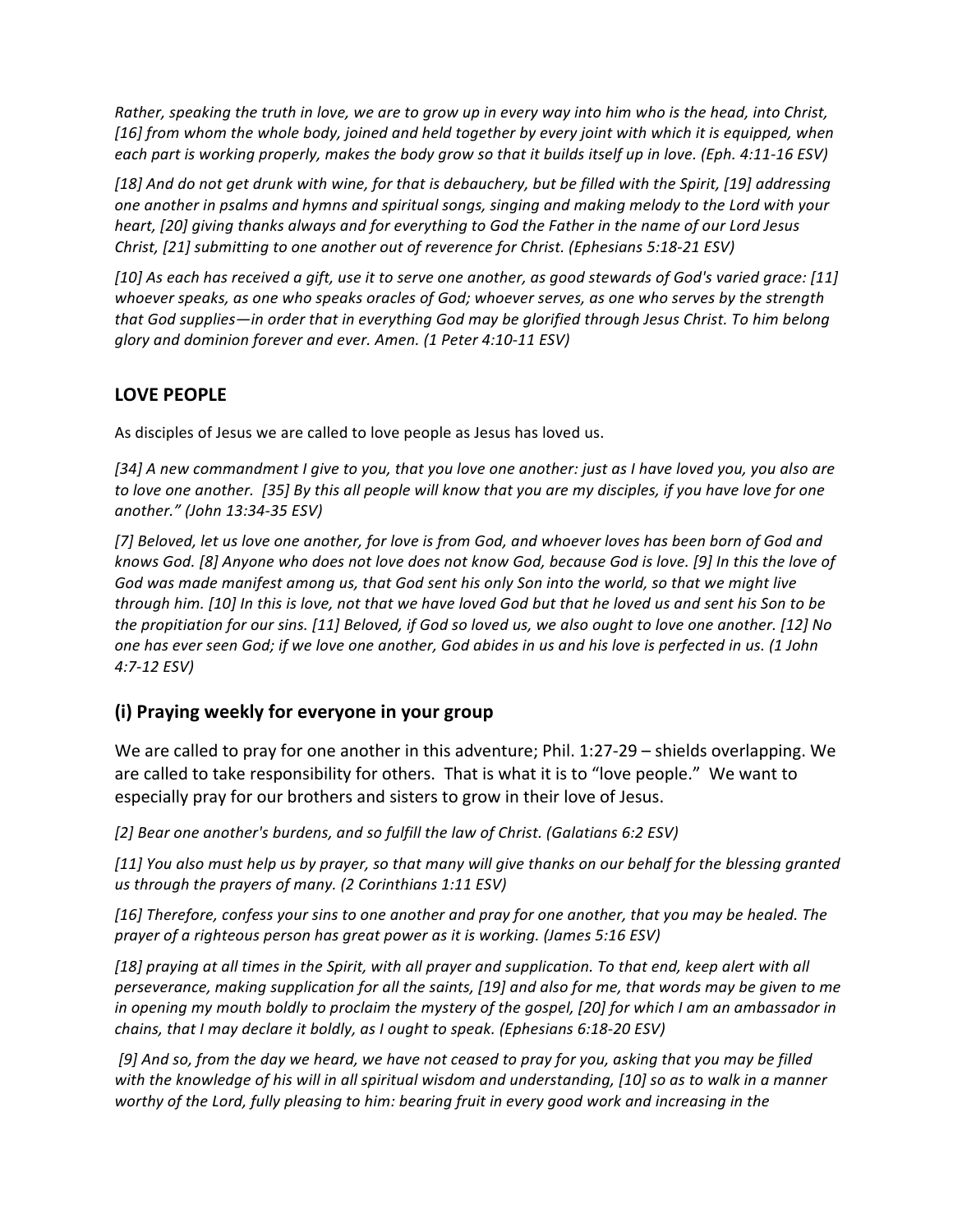*Rather, speaking the truth in love, we are to grow up in every way into him who is the head, into Christ, [16] from whom the whole body, joined and held together by every joint with which it is equipped, when each part is working properly, makes the body grow so that it builds itself up in love. (Eph. 4:11-16 ESV)*

*[18] And do not get drunk with wine, for that is debauchery, but be filled with the Spirit, [19] addressing one another in psalms and hymns and spiritual songs, singing and making melody to the Lord with your heart, [20] giving thanks always and for everything to God the Father in the name of our Lord Jesus Christ, [21] submitting to one another out of reverence for Christ. (Ephesians 5:18-21 ESV)*

*[10] As each has received a gift, use it to serve one another, as good stewards of God's varied grace: [11] whoever speaks, as one who speaks oracles of God; whoever serves, as one who serves by the strength that God supplies—in order that in everything God may be glorified through Jesus Christ. To him belong glory and dominion forever and ever. Amen. (1 Peter 4:10-11 ESV)*

## LOVE PEOPLE

As disciples of Jesus we are called to love people as Jesus has loved us.

*[34] A new commandment I give to you, that you love one another: just as I have loved you, you also are to love one another. [35] By this all people will know that you are my disciples, if you have love for one another." (John 13:34-35 ESV)*

*[7] Beloved, let us love one another, for love is from God, and whoever loves has been born of God and knows God. [8] Anyone who does not love does not know God, because God is love. [9] In this the love of God was made manifest among us, that God sent his only Son into the world, so that we might live through him. [10] In this is love, not that we have loved God but that he loved us and sent his Son to be the propitiation for our sins. [11] Beloved, if God so loved us, we also ought to love one another. [12] No one has ever seen God; if we love one another, God abides in us and his love is perfected in us. (1 John 4:7-12 ESV)*

### (i) Praying weekly for everyone in your group

We are called to pray for one another in this adventure; Phil. 1:27-29 – shields overlapping. We are called to take responsibility for others. That is what it is to "love people." We want to especially pray for our brothers and sisters to grow in their love of Jesus.

*[2] Bear one another's burdens, and so fulfill the law of Christ. (Galatians 6:2 ESV)*

*[11] You also must help us by prayer, so that many will give thanks on our behalf for the blessing granted us through the prayers of many. (2 Corinthians 1:11 ESV)*

*[16] Therefore, confess your sins to one another and pray for one another, that you may be healed. The prayer of a righteous person has great power as it is working. (James 5:16 ESV)*

*[18] praying at all times in the Spirit, with all prayer and supplication. To that end, keep alert with all perseverance, making supplication for all the saints, [19] and also for me, that words may be given to me in opening my mouth boldly to proclaim the mystery of the gospel, [20] for which I am an ambassador in chains, that I may declare it boldly, as I ought to speak. (Ephesians 6:18-20 ESV)*

*[9] And so, from the day we heard, we have not ceased to pray for you, asking that you may be filled with the knowledge of his will in all spiritual wisdom and understanding, [10] so as to walk in a manner worthy of the Lord, fully pleasing to him: bearing fruit in every good work and increasing in the*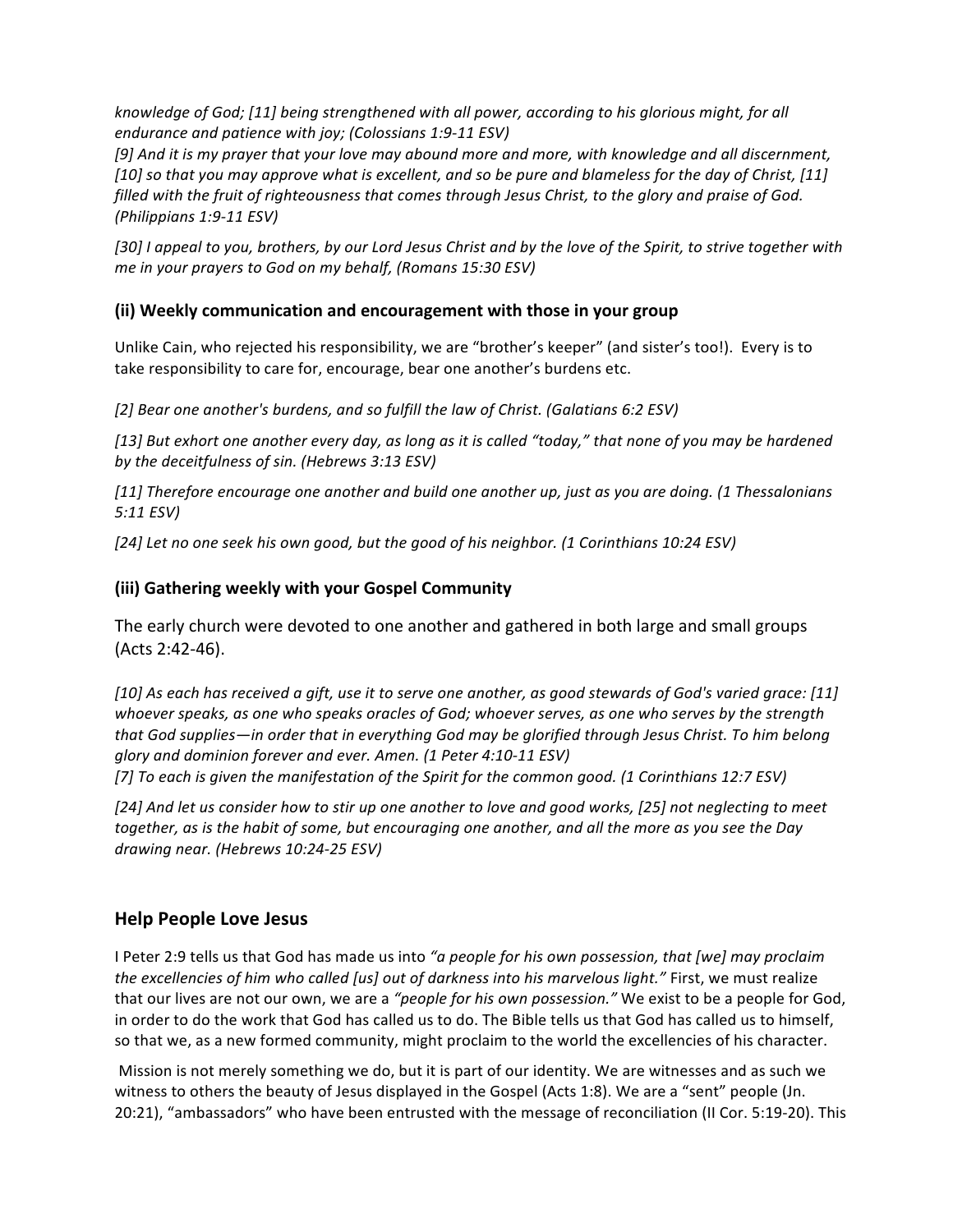*knowledge of God; [11] being strengthened with all power, according to his glorious might, for all endurance and patience with joy; (Colossians 1:9-11 ESV)*
*[9] And it is my prayer that your love may abound more and more, with knowledge and all discernment, [10] so that you may approve what is excellent, and so be pure and blameless for the day of Christ, [11] filled with the fruit of righteousness that comes through Jesus Christ, to the glory and praise of God. (Philippians 1:9-11 ESV)*

*[30] I appeal to you, brothers, by our Lord Jesus Christ and by the love of the Spirit, to strive together with me in your prayers to God on my behalf, (Romans 15:30 ESV)*

### (ii) Weekly communication and encouragement with those in your group

Unlike Cain, who rejected his responsibility, we are "brother's keeper" (and sister's too!). Every is to take responsibility to care for, encourage, bear one another's burdens etc.

*[2] Bear one another's burdens, and so fulfill the law of Christ. (Galatians 6:2 ESV)*

*[13] But exhort one another every day, as long as it is called "today," that none of you may be hardened by the deceitfulness of sin. (Hebrews 3:13 ESV)*

*[11] Therefore encourage one another and build one another up, just as you are doing. (1 Thessalonians 5:11 ESV)*

*[24] Let no one seek his own good, but the good of his neighbor. (1 Corinthians 10:24 ESV)*

### (iii) Gathering weekly with your Gospel Community

The early church were devoted to one another and gathered in both large and small groups (Acts 2:42-46).

*[10] As each has received a gift, use it to serve one another, as good stewards of God's varied grace: [11] whoever speaks, as one who speaks oracles of God; whoever serves, as one who serves by the strength that God supplies—in order that in everything God may be glorified through Jesus Christ. To him belong glory and dominion forever and ever. Amen. (1 Peter 4:10-11 ESV)*
*[7] To each is given the manifestation of the Spirit for the common good. (1 Corinthians 12:7 ESV)*

*[24] And let us consider how to stir up one another to love and good works, [25] not neglecting to meet together, as is the habit of some, but encouraging one another, and all the more as you see the Day drawing near. (Hebrews 10:24-25 ESV)*

## Help People Love Jesus

I Peter 2:9 tells us that God has made us into *"a people for his own possession, that [we] may proclaim the excellencies of him who called [us] out of darkness into his marvelous light."* First, we must realize that our lives are not our own, we are a *"people for his own possession."* We exist to be a people for God, in order to do the work that God has called us to do. The Bible tells us that God has called us to himself, so that we, as a new formed community, might proclaim to the world the excellencies of his character.

Mission is not merely something we do, but it is part of our identity. We are witnesses and as such we witness to others the beauty of Jesus displayed in the Gospel (Acts 1:8). We are a "sent" people (Jn. 20:21), "ambassadors" who have been entrusted with the message of reconciliation (II Cor. 5:19-20). This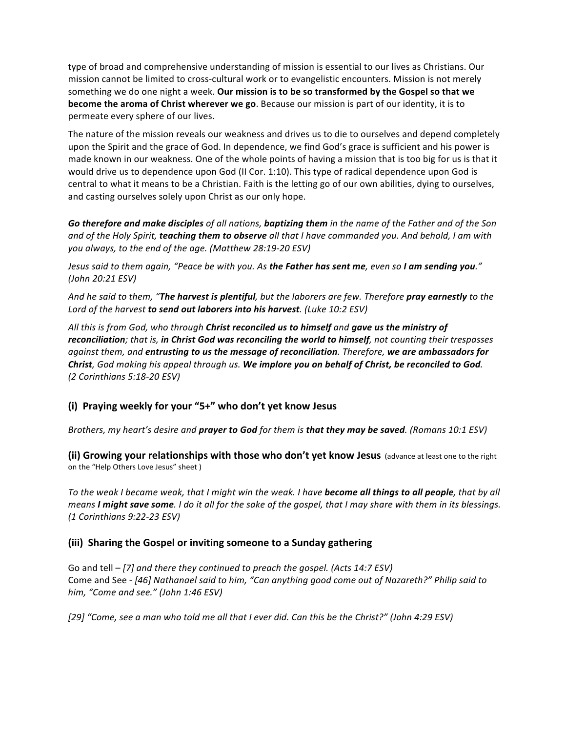type of broad and comprehensive understanding of mission is essential to our lives as Christians. Our mission cannot be limited to cross-cultural work or to evangelistic encounters. Mission is not merely something we do one night a week. **Our mission is to be so transformed by the Gospel so that we become the aroma of Christ wherever we go**. Because our mission is part of our identity, it is to permeate every sphere of our lives.

The nature of the mission reveals our weakness and drives us to die to ourselves and depend completely upon the Spirit and the grace of God. In dependence, we find God's grace is sufficient and his power is made known in our weakness. One of the whole points of having a mission that is too big for us is that it would drive us to dependence upon God (II Cor. 1:10). This type of radical dependence upon God is central to what it means to be a Christian. Faith is the letting go of our own abilities, dying to ourselves, and casting ourselves solely upon Christ as our only hope.

***Go therefore and make disciples*** *of all nations,* ***baptizing them*** *in the name of the Father and of the Son and of the Holy Spirit,* ***teaching them to observe*** *all that I have commanded you. And behold, I am with you always, to the end of the age. (Matthew 28:19-20 ESV)*

*Jesus said to them again, "Peace be with you. As* ***the Father has sent me****, even so* ***I am sending you****." (John 20:21 ESV)*

*And he said to them, "****The harvest is plentiful****, but the laborers are few. Therefore* ***pray earnestly*** *to the Lord of the harvest* ***to send out laborers into his harvest****. (Luke 10:2 ESV)*

*All this is from God, who through* ***Christ reconciled us to himself*** *and* ***gave us the ministry of reconciliation****; that is,* ***in Christ God was reconciling the world to himself****, not counting their trespasses against them, and* ***entrusting to us the message of reconciliation****. Therefore,* ***we are ambassadors for Christ****, God making his appeal through us.* ***We implore you on behalf of Christ, be reconciled to God****. (2 Corinthians 5:18-20 ESV)*

## (i) Praying weekly for your "5+" who don't yet know Jesus

*Brothers, my heart's desire and* ***prayer to God*** *for them is* ***that they may be saved****. (Romans 10:1 ESV)*

## (ii) Growing your relationships with those who don't yet know Jesus (advance at least one to the right on the "Help Others Love Jesus" sheet )

*To the weak I became weak, that I might win the weak. I have* ***become all things to all people****, that by all means* ***I might save some****. I do it all for the sake of the gospel, that I may share with them in its blessings. (1 Corinthians 9:22-23 ESV)*

## (iii) Sharing the Gospel or inviting someone to a Sunday gathering

Go and tell – *[7] and there they continued to preach the gospel. (Acts 14:7 ESV)*
Come and See - *[46] Nathanael said to him, "Can anything good come out of Nazareth?" Philip said to him, "Come and see." (John 1:46 ESV)*

*[29] "Come, see a man who told me all that I ever did. Can this be the Christ?" (John 4:29 ESV)*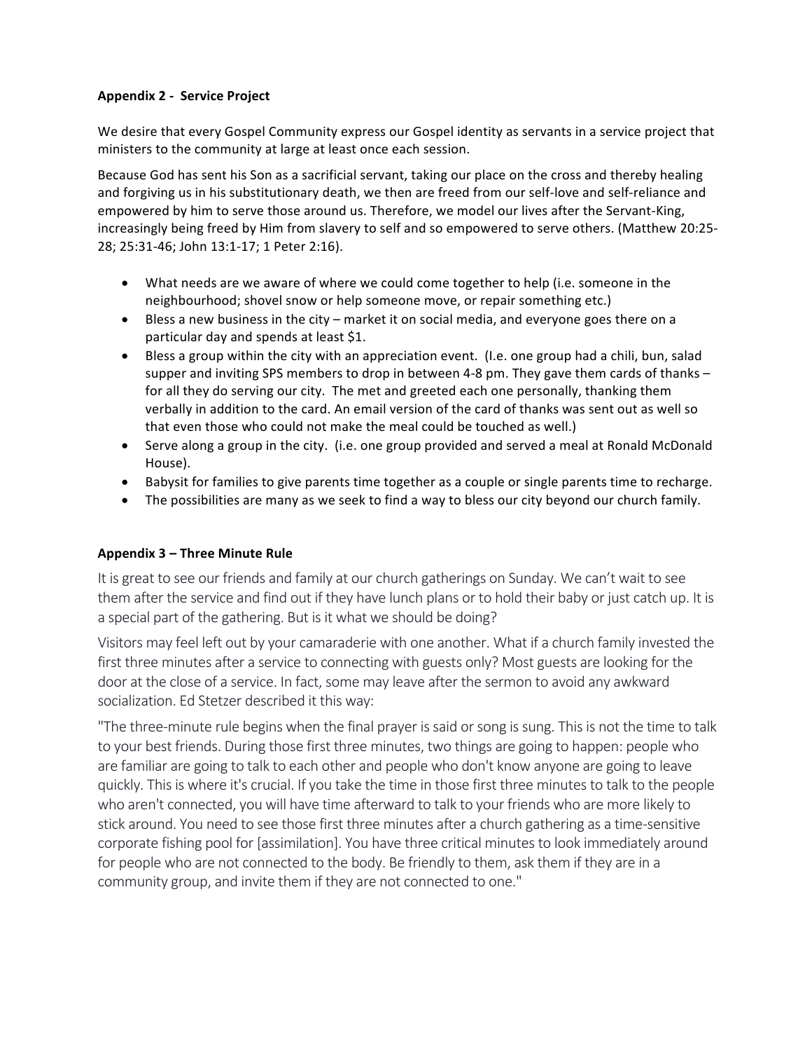**Appendix 2 - Service Project**

We desire that every Gospel Community express our Gospel identity as servants in a service project that ministers to the community at large at least once each session.

Because God has sent his Son as a sacrificial servant, taking our place on the cross and thereby healing and forgiving us in his substitutionary death, we then are freed from our self-love and self-reliance and empowered by him to serve those around us. Therefore, we model our lives after the Servant-King, increasingly being freed by Him from slavery to self and so empowered to serve others. (Matthew 20:25-28; 25:31-46; John 13:1-17; 1 Peter 2:16).

- What needs are we aware of where we could come together to help (i.e. someone in the neighbourhood; shovel snow or help someone move, or repair something etc.)
- Bless a new business in the city – market it on social media, and everyone goes there on a particular day and spends at least $1.
- Bless a group within the city with an appreciation event. (I.e. one group had a chili, bun, salad supper and inviting SPS members to drop in between 4-8 pm. They gave them cards of thanks – for all they do serving our city. The met and greeted each one personally, thanking them verbally in addition to the card. An email version of the card of thanks was sent out as well so that even those who could not make the meal could be touched as well.)
- Serve along a group in the city. (i.e. one group provided and served a meal at Ronald McDonald House).
- Babysit for families to give parents time together as a couple or single parents time to recharge.
- The possibilities are many as we seek to find a way to bless our city beyond our church family.

**Appendix 3 – Three Minute Rule**

It is great to see our friends and family at our church gatherings on Sunday. We can't wait to see them after the service and find out if they have lunch plans or to hold their baby or just catch up. It is a special part of the gathering. But is it what we should be doing?

Visitors may feel left out by your camaraderie with one another. What if a church family invested the first three minutes after a service to connecting with guests only? Most guests are looking for the door at the close of a service. In fact, some may leave after the sermon to avoid any awkward socialization. Ed Stetzer described it this way:

"The three-minute rule begins when the final prayer is said or song is sung. This is not the time to talk to your best friends. During those first three minutes, two things are going to happen: people who are familiar are going to talk to each other and people who don't know anyone are going to leave quickly. This is where it's crucial. If you take the time in those first three minutes to talk to the people who aren't connected, you will have time afterward to talk to your friends who are more likely to stick around. You need to see those first three minutes after a church gathering as a time-sensitive corporate fishing pool for [assimilation]. You have three critical minutes to look immediately around for people who are not connected to the body. Be friendly to them, ask them if they are in a community group, and invite them if they are not connected to one."